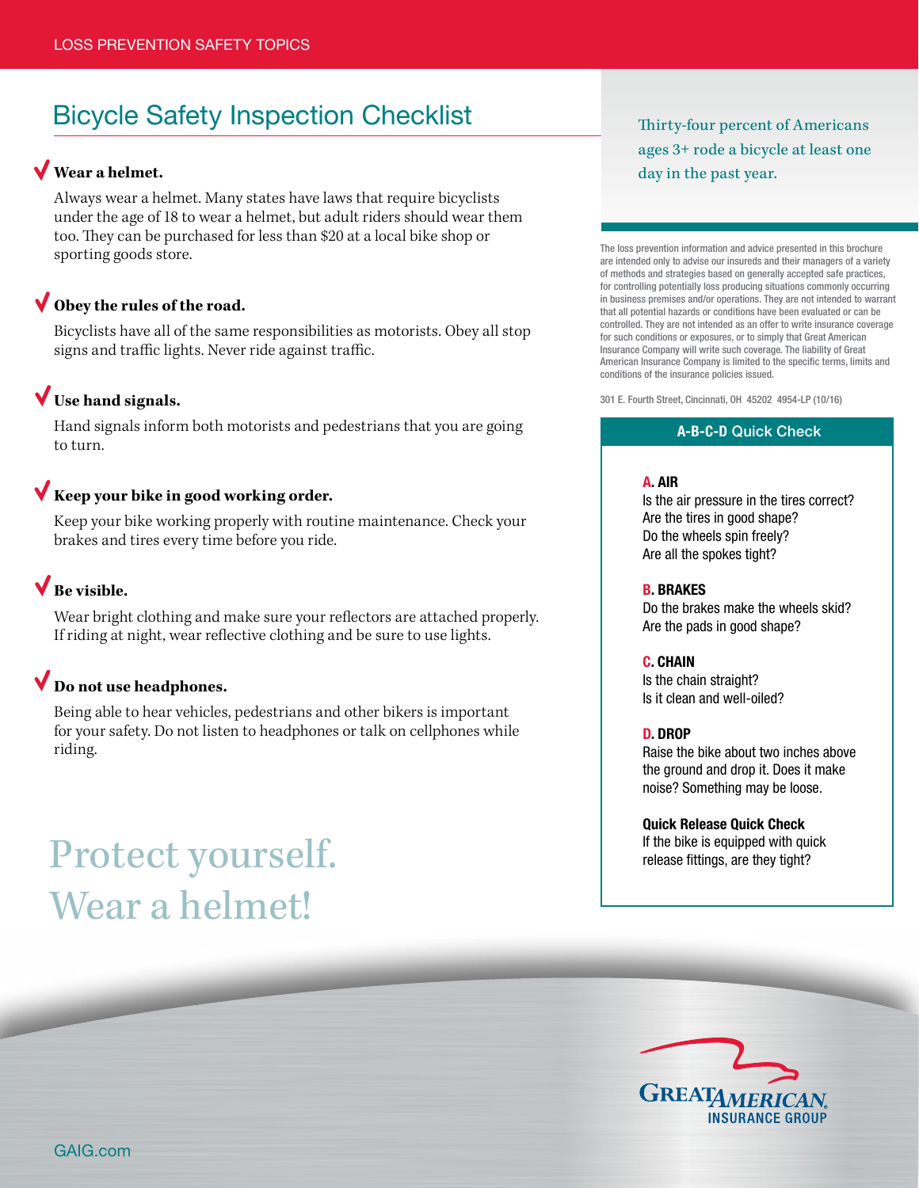LOSS PREVENTION SAFETY TOPICS

# Bicycle Safety Inspection Checklist

**Wear a helmet.**

Always wear a helmet. Many states have laws that require bicyclists under the age of 18 to wear a helmet, but adult riders should wear them too. They can be purchased for less than $20 at a local bike shop or sporting goods store.

**Obey the rules of the road.**

Bicyclists have all of the same responsibilities as motorists. Obey all stop signs and traffic lights. Never ride against traffic.

**Use hand signals.**

Hand signals inform both motorists and pedestrians that you are going to turn.

**Keep your bike in good working order.**

Keep your bike working properly with routine maintenance. Check your brakes and tires every time before you ride.

**Be visible.**

Wear bright clothing and make sure your reflectors are attached properly. If riding at night, wear reflective clothing and be sure to use lights.

**Do not use headphones.**

Being able to hear vehicles, pedestrians and other bikers is important for your safety. Do not listen to headphones or talk on cellphones while riding.

## Protect yourself. Wear a helmet!

Thirty-four percent of Americans ages 3+ rode a bicycle at least one day in the past year.

The loss prevention information and advice presented in this brochure are intended only to advise our insureds and their managers of a variety of methods and strategies based on generally accepted safe practices, for controlling potentially loss producing situations commonly occurring in business premises and/or operations. They are not intended to warrant that all potential hazards or conditions have been evaluated or can be controlled. They are not intended as an offer to write insurance coverage for such conditions or exposures, or to simply that Great American Insurance Company will write such coverage. The liability of Great American Insurance Company is limited to the specific terms, limits and conditions of the insurance policies issued.

301 E. Fourth Street, Cincinnati, OH 45202 4954-LP (10/16)

### A-B-C-D Quick Check

**A. AIR**
Is the air pressure in the tires correct?
Are the tires in good shape?
Do the wheels spin freely?
Are all the spokes tight?

**B. BRAKES**
Do the brakes make the wheels skid?
Are the pads in good shape?

**C. CHAIN**
Is the chain straight?
Is it clean and well-oiled?

**D. DROP**
Raise the bike about two inches above the ground and drop it. Does it make noise? Something may be loose.

**Quick Release Quick Check**
If the bike is equipped with quick release fittings, are they tight?

GREAT AMERICAN INSURANCE GROUP

GAIG.com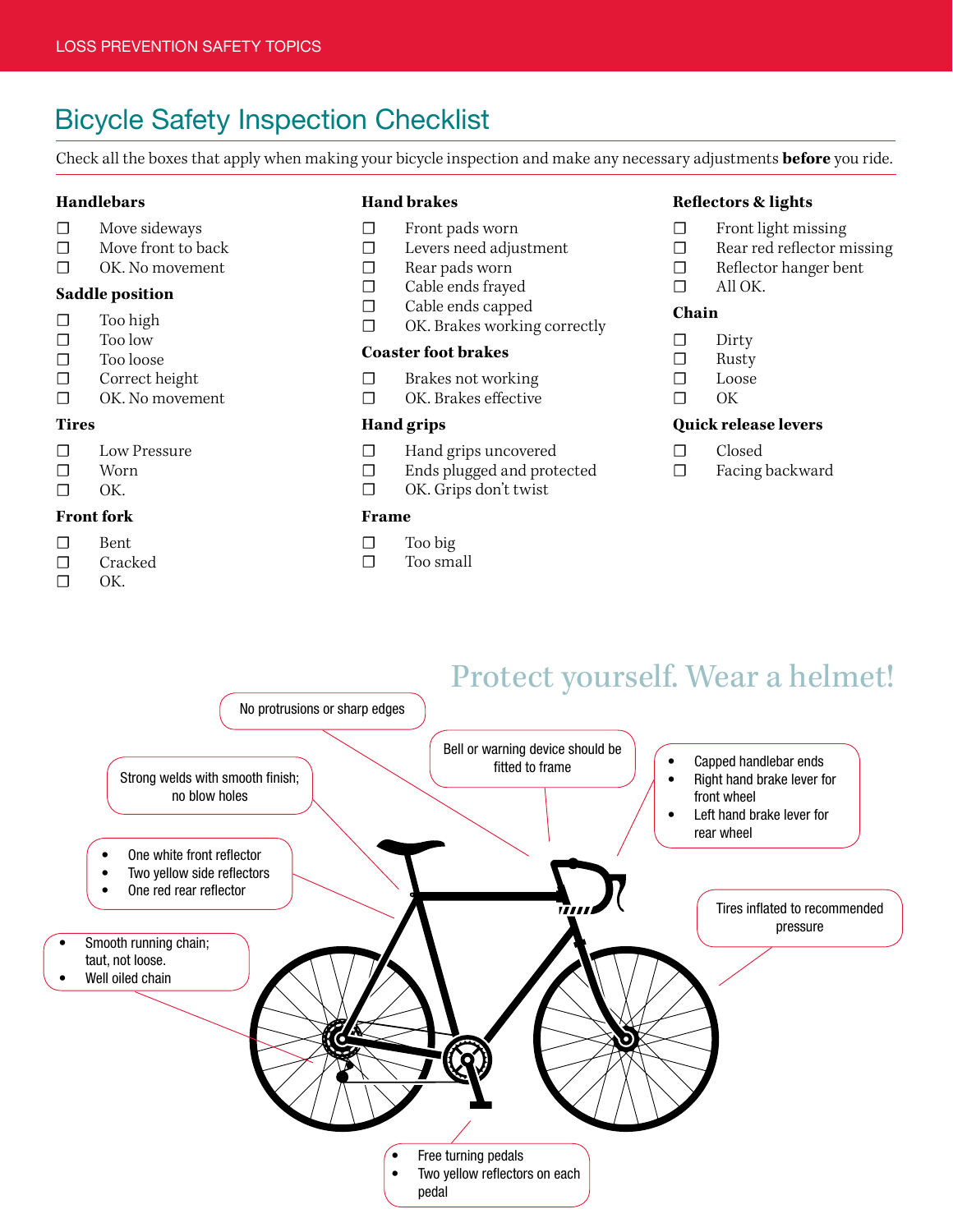# Bicycle Safety Inspection Checklist

Check all the boxes that apply when making your bicycle inspection and make any necessary adjustments **before** you ride.

### Handlebars

- ☐ Move sideways
- ☐ Move front to back
- ☐ OK. No movement

### Saddle position

- ☐ Too high
- ☐ Too low
- ☐ Too loose
- ☐ Correct height
- ☐ OK. No movement

### Tires

- ☐ Low Pressure
- ☐ Worn
- ☐ OK.

### Front fork

- ☐ Bent
- ☐ Cracked
- ☐ OK.

### Hand brakes

- ☐ Front pads worn
- ☐ Levers need adjustment
- ☐ Rear pads worn
- ☐ Cable ends frayed
- ☐ Cable ends capped
- ☐ OK. Brakes working correctly

### Coaster foot brakes

- ☐ Brakes not working
- ☐ OK. Brakes effective

### Hand grips

- ☐ Hand grips uncovered
- ☐ Ends plugged and protected
- ☐ OK. Grips don't twist

### Frame

- ☐ Too big
- ☐ Too small

### Reflectors & lights

- ☐ Front light missing
- ☐ Rear red reflector missing
- ☐ Reflector hanger bent
- ☐ All OK.

### Chain

- ☐ Dirty
- ☐ Rusty
- ☐ Loose
- ☐ OK

### Quick release levers

- ☐ Closed
- ☐ Facing backward

## Protect yourself. Wear a helmet!

No protrusions or sharp edges

Bell or warning device should be fitted to frame

- Capped handlebar ends
- Right hand brake lever for front wheel
- Left hand brake lever for rear wheel

Strong welds with smooth finish; no blow holes

- One white front reflector
- Two yellow side reflectors
- One red rear reflector

Tires inflated to recommended pressure

- Smooth running chain; taut, not loose.
- Well oiled chain

- Free turning pedals
- Two yellow reflectors on each pedal